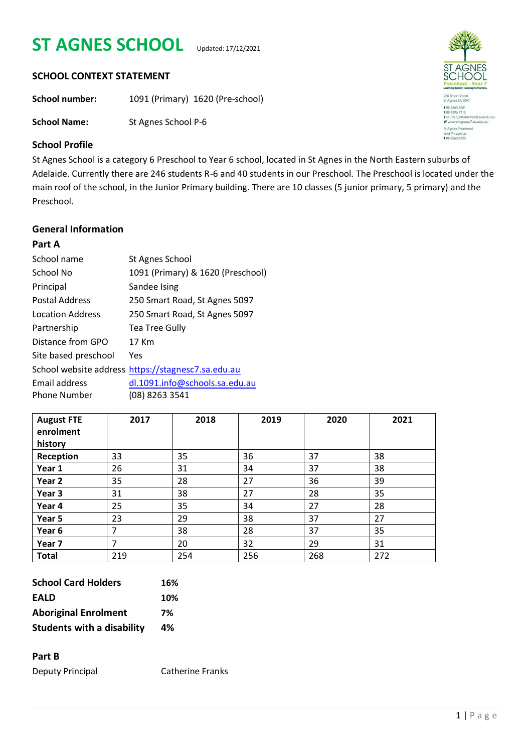# ST AGNES SCHOOL

Updated: 17/12/2021

## SCHOOL CONTEXT STATEMENT

**School number:** 1091 (Primary) 1620 (Pre-school)

**School Name:** St Agnes School P-6

### School Profile

St Agnes School is a category 6 Preschool to Year 6 school, located in St Agnes in the North Eastern suburbs of Adelaide. Currently there are 246 students R-6 and 40 students in our Preschool. The Preschool is located under the main roof of the school, in the Junior Primary building. There are 10 classes (5 junior primary, 5 primary) and the Preschool.

### General Information

#### Part A

| | |
|---|---|
| School name | St Agnes School |
| School No | 1091 (Primary) & 1620 (Preschool) |
| Principal | Sandee Ising |
| Postal Address | 250 Smart Road, St Agnes 5097 |
| Location Address | 250 Smart Road, St Agnes 5097 |
| Partnership | Tea Tree Gully |
| Distance from GPO | 17 Km |
| Site based preschool | Yes |
| School website address | https://stagnesc7.sa.edu.au |
| Email address | dl.1091.info@schools.sa.edu.au |
| Phone Number | (08) 8263 3541 |

| August FTE enrolment history | 2017 | 2018 | 2019 | 2020 | 2021 |
|---|---|---|---|---|---|
| **Reception** | 33 | 35 | 36 | 37 | 38 |
| **Year 1** | 26 | 31 | 34 | 37 | 38 |
| **Year 2** | 35 | 28 | 27 | 36 | 39 |
| **Year 3** | 31 | 38 | 27 | 28 | 35 |
| **Year 4** | 25 | 35 | 34 | 27 | 28 |
| **Year 5** | 23 | 29 | 38 | 37 | 27 |
| **Year 6** | 7 | 38 | 28 | 37 | 35 |
| **Year 7** | 7 | 20 | 32 | 29 | 31 |
| **Total** | 219 | 254 | 256 | 268 | 272 |

| | |
|---|---|
| **School Card Holders** | **16%** |
| **EALD** | **10%** |
| **Aboriginal Enrolment** | **7%** |
| **Students with a disability** | **4%** |

#### Part B

Deputy Principal Catherine Franks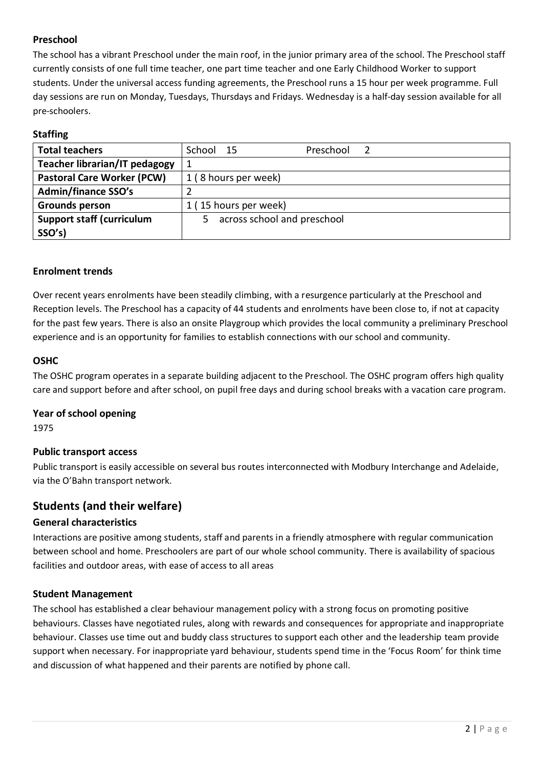### Preschool

The school has a vibrant Preschool under the main roof, in the junior primary area of the school. The Preschool staff currently consists of one full time teacher, one part time teacher and one Early Childhood Worker to support students. Under the universal access funding agreements, the Preschool runs a 15 hour per week programme. Full day sessions are run on Monday, Tuesdays, Thursdays and Fridays. Wednesday is a half-day session available for all pre-schoolers.

### Staffing

| **Total teachers** | School 15 Preschool 2 |
|---|---|
| **Teacher librarian/IT pedagogy** | 1 |
| **Pastoral Care Worker (PCW)** | 1 ( 8 hours per week) |
| **Admin/finance SSO's** | 2 |
| **Grounds person** | 1 ( 15 hours per week) |
| **Support staff (curriculum SSO's)** | 5 across school and preschool |

### Enrolment trends

Over recent years enrolments have been steadily climbing, with a resurgence particularly at the Preschool and Reception levels. The Preschool has a capacity of 44 students and enrolments have been close to, if not at capacity for the past few years. There is also an onsite Playgroup which provides the local community a preliminary Preschool experience and is an opportunity for families to establish connections with our school and community.

### OSHC

The OSHC program operates in a separate building adjacent to the Preschool. The OSHC program offers high quality care and support before and after school, on pupil free days and during school breaks with a vacation care program.

### Year of school opening

1975

### Public transport access

Public transport is easily accessible on several bus routes interconnected with Modbury Interchange and Adelaide, via the O'Bahn transport network.

## Students (and their welfare)

### General characteristics

Interactions are positive among students, staff and parents in a friendly atmosphere with regular communication between school and home. Preschoolers are part of our whole school community. There is availability of spacious facilities and outdoor areas, with ease of access to all areas

### Student Management

The school has established a clear behaviour management policy with a strong focus on promoting positive behaviours. Classes have negotiated rules, along with rewards and consequences for appropriate and inappropriate behaviour. Classes use time out and buddy class structures to support each other and the leadership team provide support when necessary. For inappropriate yard behaviour, students spend time in the 'Focus Room' for think time and discussion of what happened and their parents are notified by phone call.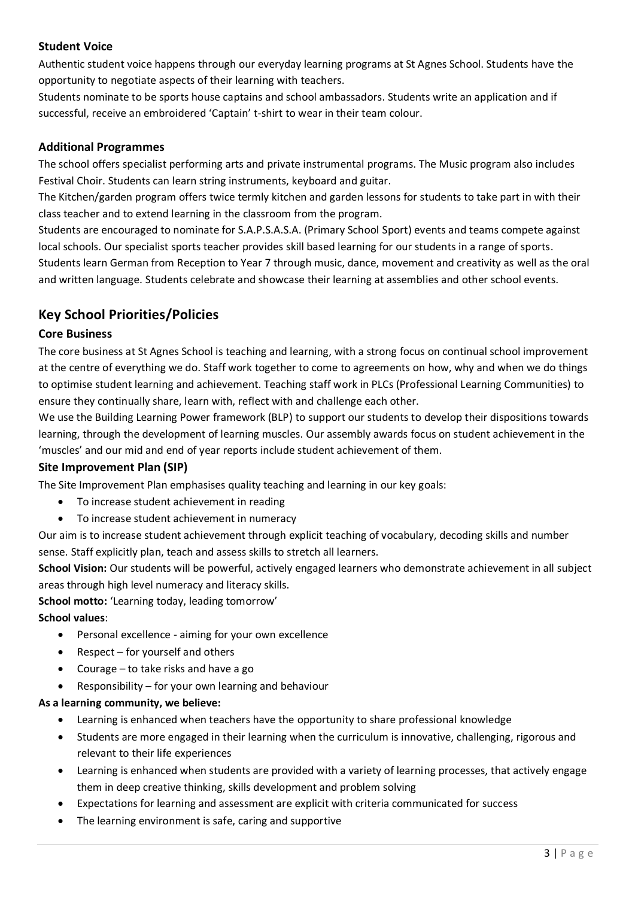### Student Voice

Authentic student voice happens through our everyday learning programs at St Agnes School. Students have the opportunity to negotiate aspects of their learning with teachers.

Students nominate to be sports house captains and school ambassadors. Students write an application and if successful, receive an embroidered 'Captain' t-shirt to wear in their team colour.

### Additional Programmes

The school offers specialist performing arts and private instrumental programs. The Music program also includes Festival Choir. Students can learn string instruments, keyboard and guitar.

The Kitchen/garden program offers twice termly kitchen and garden lessons for students to take part in with their class teacher and to extend learning in the classroom from the program.

Students are encouraged to nominate for S.A.P.S.A.S.A. (Primary School Sport) events and teams compete against local schools. Our specialist sports teacher provides skill based learning for our students in a range of sports.

Students learn German from Reception to Year 7 through music, dance, movement and creativity as well as the oral and written language. Students celebrate and showcase their learning at assemblies and other school events.

## Key School Priorities/Policies

### Core Business

The core business at St Agnes School is teaching and learning, with a strong focus on continual school improvement at the centre of everything we do. Staff work together to come to agreements on how, why and when we do things to optimise student learning and achievement. Teaching staff work in PLCs (Professional Learning Communities) to ensure they continually share, learn with, reflect with and challenge each other.

We use the Building Learning Power framework (BLP) to support our students to develop their dispositions towards learning, through the development of learning muscles. Our assembly awards focus on student achievement in the 'muscles' and our mid and end of year reports include student achievement of them.

### Site Improvement Plan (SIP)

The Site Improvement Plan emphasises quality teaching and learning in our key goals:

- To increase student achievement in reading
- To increase student achievement in numeracy

Our aim is to increase student achievement through explicit teaching of vocabulary, decoding skills and number sense. Staff explicitly plan, teach and assess skills to stretch all learners.

**School Vision:** Our students will be powerful, actively engaged learners who demonstrate achievement in all subject areas through high level numeracy and literacy skills.

**School motto:** 'Learning today, leading tomorrow'

**School values**:

- Personal excellence - aiming for your own excellence
- Respect – for yourself and others
- Courage – to take risks and have a go
- Responsibility – for your own learning and behaviour

**As a learning community, we believe:**

- Learning is enhanced when teachers have the opportunity to share professional knowledge
- Students are more engaged in their learning when the curriculum is innovative, challenging, rigorous and relevant to their life experiences
- Learning is enhanced when students are provided with a variety of learning processes, that actively engage them in deep creative thinking, skills development and problem solving
- Expectations for learning and assessment are explicit with criteria communicated for success
- The learning environment is safe, caring and supportive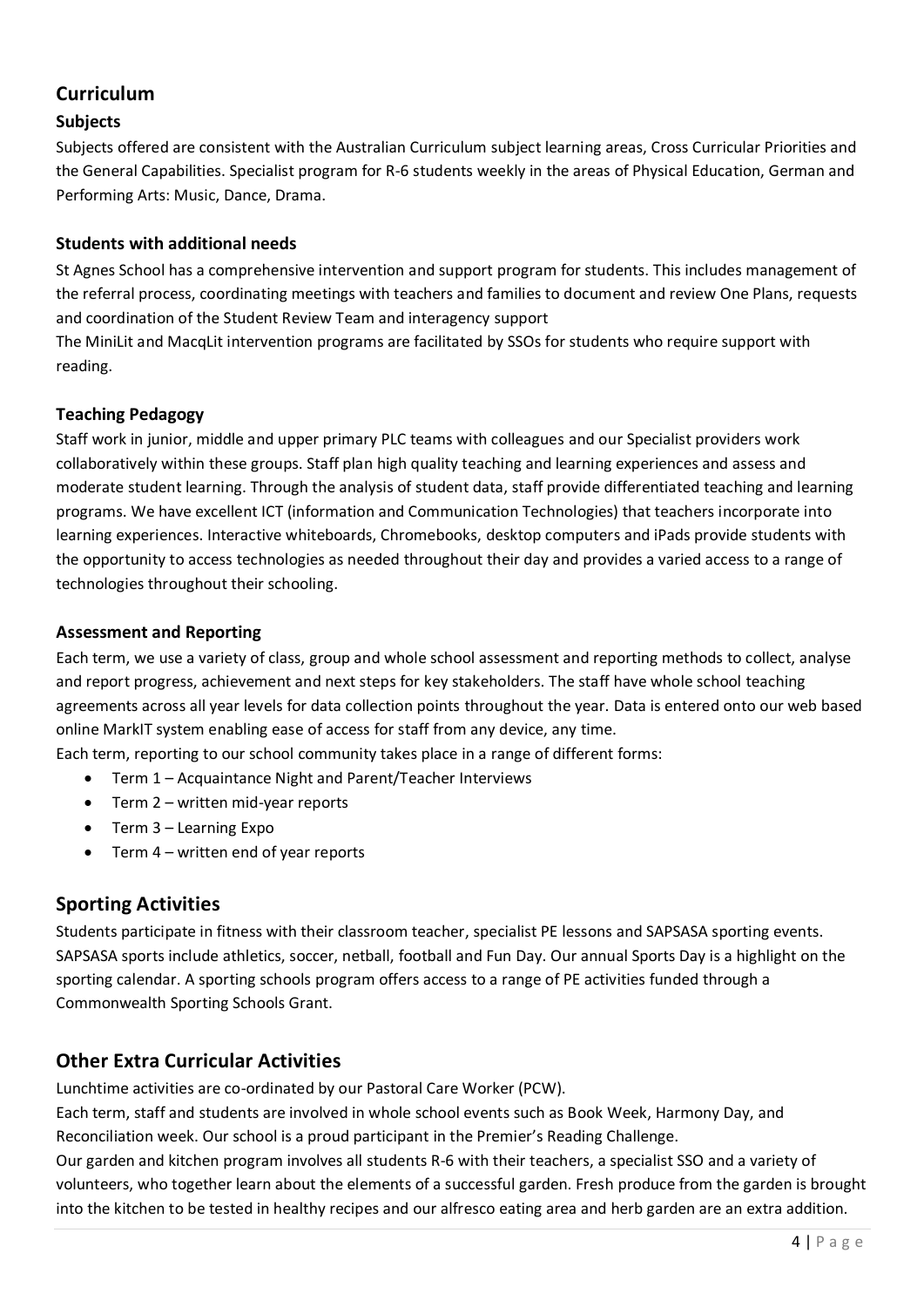## Curriculum

### Subjects

Subjects offered are consistent with the Australian Curriculum subject learning areas, Cross Curricular Priorities and the General Capabilities. Specialist program for R-6 students weekly in the areas of Physical Education, German and Performing Arts: Music, Dance, Drama.

### Students with additional needs

St Agnes School has a comprehensive intervention and support program for students. This includes management of the referral process, coordinating meetings with teachers and families to document and review One Plans, requests and coordination of the Student Review Team and interagency support

The MiniLit and MacqLit intervention programs are facilitated by SSOs for students who require support with reading.

### Teaching Pedagogy

Staff work in junior, middle and upper primary PLC teams with colleagues and our Specialist providers work collaboratively within these groups. Staff plan high quality teaching and learning experiences and assess and moderate student learning. Through the analysis of student data, staff provide differentiated teaching and learning programs. We have excellent ICT (information and Communication Technologies) that teachers incorporate into learning experiences. Interactive whiteboards, Chromebooks, desktop computers and iPads provide students with the opportunity to access technologies as needed throughout their day and provides a varied access to a range of technologies throughout their schooling.

### Assessment and Reporting

Each term, we use a variety of class, group and whole school assessment and reporting methods to collect, analyse and report progress, achievement and next steps for key stakeholders. The staff have whole school teaching agreements across all year levels for data collection points throughout the year. Data is entered onto our web based online MarkIT system enabling ease of access for staff from any device, any time.

Each term, reporting to our school community takes place in a range of different forms:

- Term 1 – Acquaintance Night and Parent/Teacher Interviews
- Term 2 – written mid-year reports
- Term 3 – Learning Expo
- Term 4 – written end of year reports

## Sporting Activities

Students participate in fitness with their classroom teacher, specialist PE lessons and SAPSASA sporting events. SAPSASA sports include athletics, soccer, netball, football and Fun Day. Our annual Sports Day is a highlight on the sporting calendar. A sporting schools program offers access to a range of PE activities funded through a Commonwealth Sporting Schools Grant.

## Other Extra Curricular Activities

Lunchtime activities are co-ordinated by our Pastoral Care Worker (PCW).

Each term, staff and students are involved in whole school events such as Book Week, Harmony Day, and Reconciliation week. Our school is a proud participant in the Premier's Reading Challenge.

Our garden and kitchen program involves all students R-6 with their teachers, a specialist SSO and a variety of volunteers, who together learn about the elements of a successful garden. Fresh produce from the garden is brought into the kitchen to be tested in healthy recipes and our alfresco eating area and herb garden are an extra addition.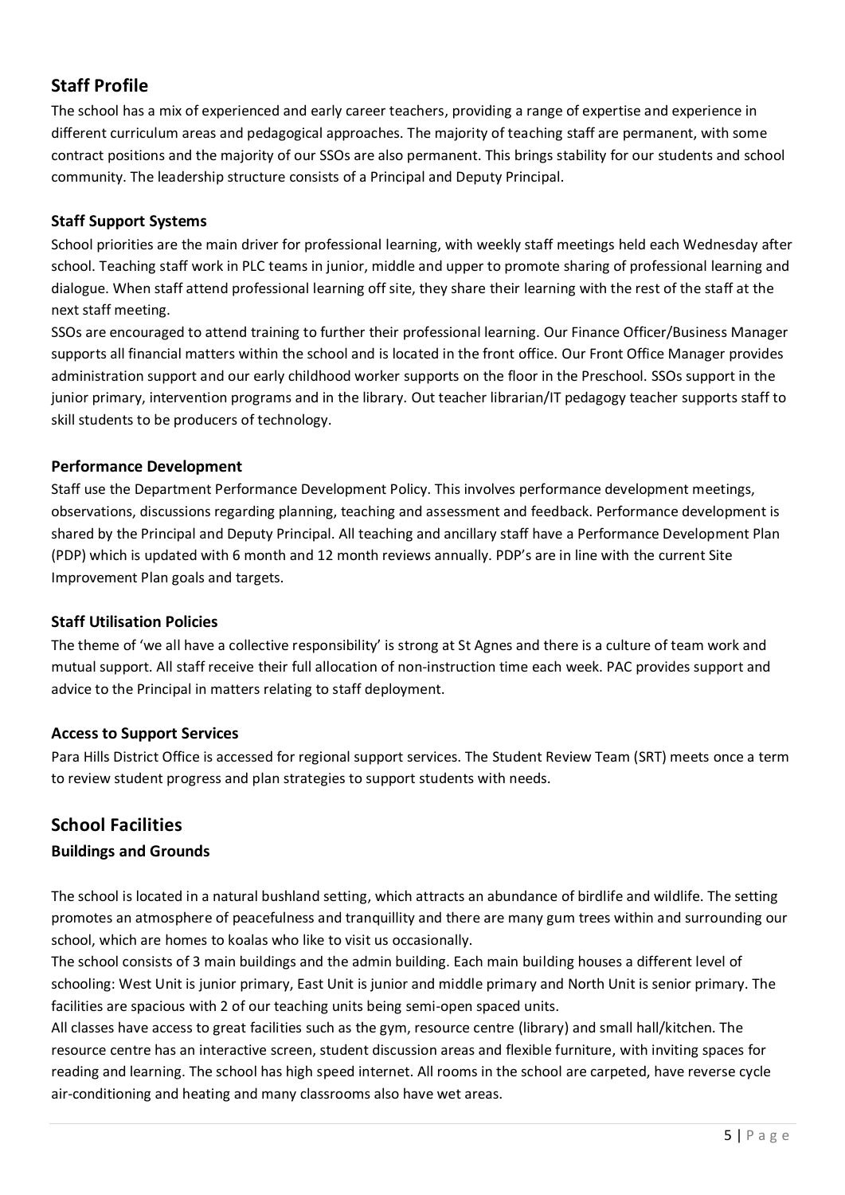## Staff Profile

The school has a mix of experienced and early career teachers, providing a range of expertise and experience in different curriculum areas and pedagogical approaches. The majority of teaching staff are permanent, with some contract positions and the majority of our SSOs are also permanent. This brings stability for our students and school community. The leadership structure consists of a Principal and Deputy Principal.

### Staff Support Systems

School priorities are the main driver for professional learning, with weekly staff meetings held each Wednesday after school. Teaching staff work in PLC teams in junior, middle and upper to promote sharing of professional learning and dialogue. When staff attend professional learning off site, they share their learning with the rest of the staff at the next staff meeting.

SSOs are encouraged to attend training to further their professional learning. Our Finance Officer/Business Manager supports all financial matters within the school and is located in the front office. Our Front Office Manager provides administration support and our early childhood worker supports on the floor in the Preschool. SSOs support in the junior primary, intervention programs and in the library. Out teacher librarian/IT pedagogy teacher supports staff to skill students to be producers of technology.

### Performance Development

Staff use the Department Performance Development Policy. This involves performance development meetings, observations, discussions regarding planning, teaching and assessment and feedback. Performance development is shared by the Principal and Deputy Principal. All teaching and ancillary staff have a Performance Development Plan (PDP) which is updated with 6 month and 12 month reviews annually. PDP's are in line with the current Site Improvement Plan goals and targets.

### Staff Utilisation Policies

The theme of 'we all have a collective responsibility' is strong at St Agnes and there is a culture of team work and mutual support. All staff receive their full allocation of non-instruction time each week. PAC provides support and advice to the Principal in matters relating to staff deployment.

### Access to Support Services

Para Hills District Office is accessed for regional support services. The Student Review Team (SRT) meets once a term to review student progress and plan strategies to support students with needs.

## School Facilities

### Buildings and Grounds

The school is located in a natural bushland setting, which attracts an abundance of birdlife and wildlife. The setting promotes an atmosphere of peacefulness and tranquillity and there are many gum trees within and surrounding our school, which are homes to koalas who like to visit us occasionally.

The school consists of 3 main buildings and the admin building. Each main building houses a different level of schooling: West Unit is junior primary, East Unit is junior and middle primary and North Unit is senior primary. The facilities are spacious with 2 of our teaching units being semi-open spaced units.

All classes have access to great facilities such as the gym, resource centre (library) and small hall/kitchen. The resource centre has an interactive screen, student discussion areas and flexible furniture, with inviting spaces for reading and learning. The school has high speed internet. All rooms in the school are carpeted, have reverse cycle air-conditioning and heating and many classrooms also have wet areas.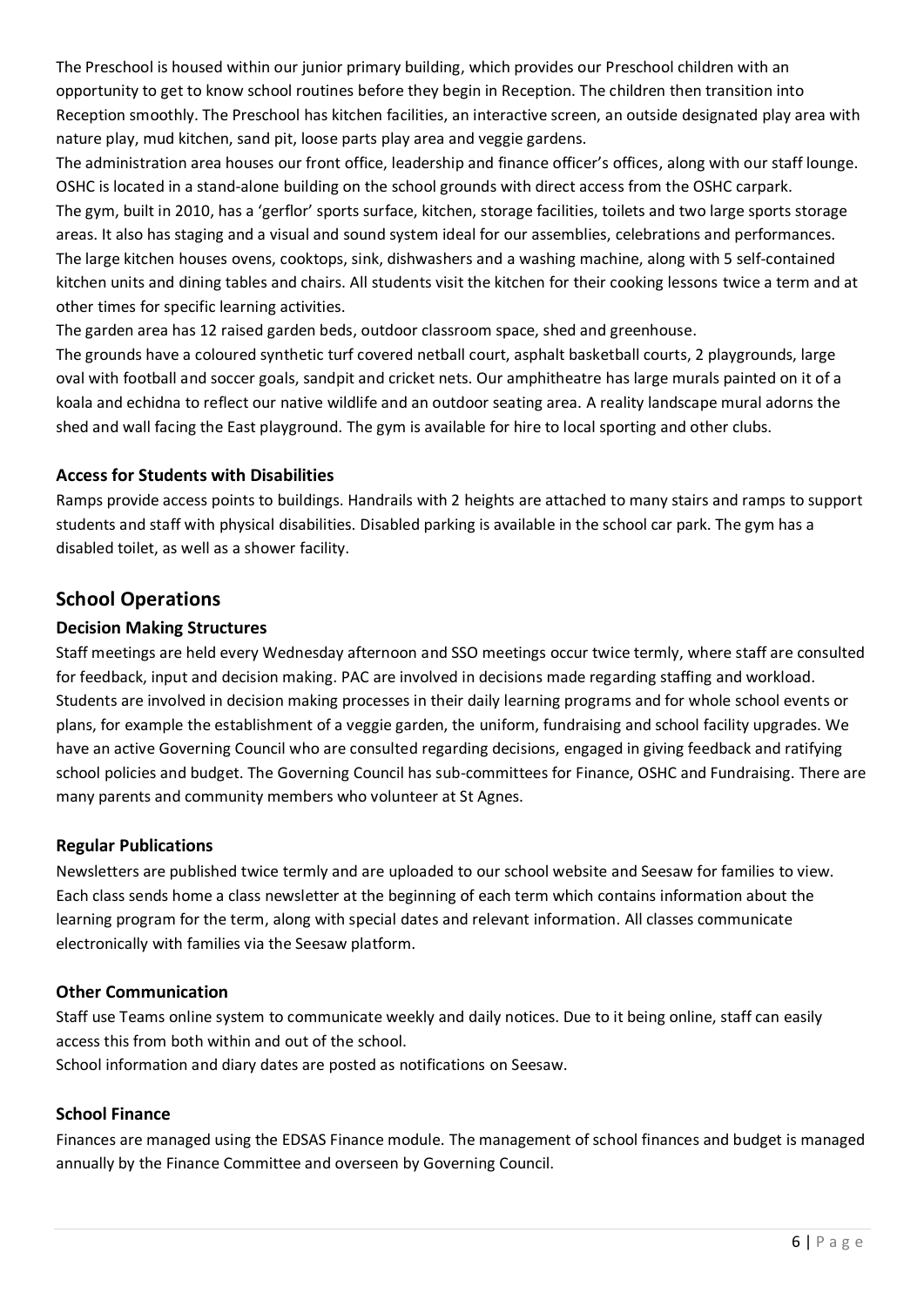The Preschool is housed within our junior primary building, which provides our Preschool children with an opportunity to get to know school routines before they begin in Reception. The children then transition into Reception smoothly. The Preschool has kitchen facilities, an interactive screen, an outside designated play area with nature play, mud kitchen, sand pit, loose parts play area and veggie gardens.

The administration area houses our front office, leadership and finance officer's offices, along with our staff lounge. OSHC is located in a stand-alone building on the school grounds with direct access from the OSHC carpark.

The gym, built in 2010, has a 'gerflor' sports surface, kitchen, storage facilities, toilets and two large sports storage areas. It also has staging and a visual and sound system ideal for our assemblies, celebrations and performances. The large kitchen houses ovens, cooktops, sink, dishwashers and a washing machine, along with 5 self-contained kitchen units and dining tables and chairs. All students visit the kitchen for their cooking lessons twice a term and at other times for specific learning activities.

The garden area has 12 raised garden beds, outdoor classroom space, shed and greenhouse.

The grounds have a coloured synthetic turf covered netball court, asphalt basketball courts, 2 playgrounds, large oval with football and soccer goals, sandpit and cricket nets. Our amphitheatre has large murals painted on it of a koala and echidna to reflect our native wildlife and an outdoor seating area. A reality landscape mural adorns the shed and wall facing the East playground. The gym is available for hire to local sporting and other clubs.

### Access for Students with Disabilities

Ramps provide access points to buildings. Handrails with 2 heights are attached to many stairs and ramps to support students and staff with physical disabilities. Disabled parking is available in the school car park. The gym has a disabled toilet, as well as a shower facility.

## School Operations

### Decision Making Structures

Staff meetings are held every Wednesday afternoon and SSO meetings occur twice termly, where staff are consulted for feedback, input and decision making. PAC are involved in decisions made regarding staffing and workload. Students are involved in decision making processes in their daily learning programs and for whole school events or plans, for example the establishment of a veggie garden, the uniform, fundraising and school facility upgrades. We have an active Governing Council who are consulted regarding decisions, engaged in giving feedback and ratifying school policies and budget. The Governing Council has sub-committees for Finance, OSHC and Fundraising. There are many parents and community members who volunteer at St Agnes.

### Regular Publications

Newsletters are published twice termly and are uploaded to our school website and Seesaw for families to view. Each class sends home a class newsletter at the beginning of each term which contains information about the learning program for the term, along with special dates and relevant information. All classes communicate electronically with families via the Seesaw platform.

### Other Communication

Staff use Teams online system to communicate weekly and daily notices. Due to it being online, staff can easily access this from both within and out of the school.

School information and diary dates are posted as notifications on Seesaw.

### School Finance

Finances are managed using the EDSAS Finance module. The management of school finances and budget is managed annually by the Finance Committee and overseen by Governing Council.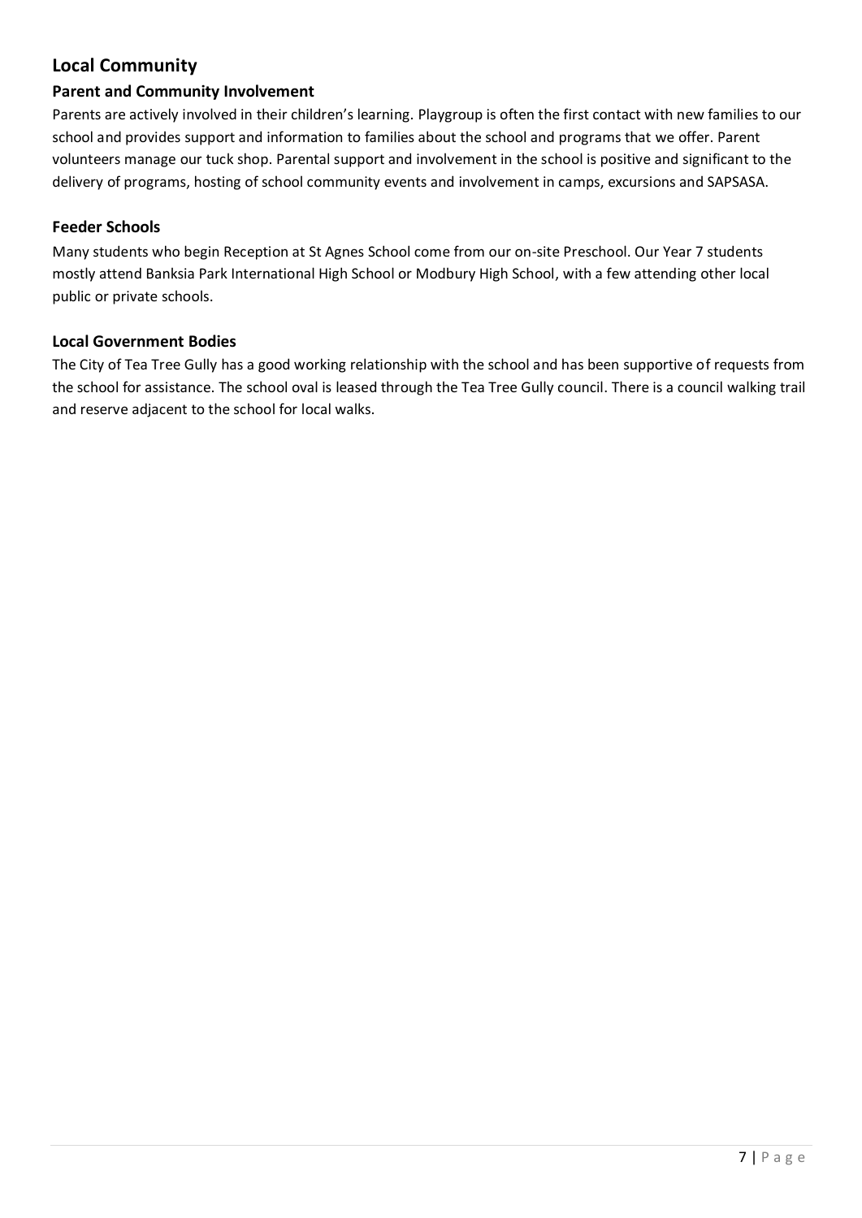## Local Community

### Parent and Community Involvement

Parents are actively involved in their children's learning. Playgroup is often the first contact with new families to our school and provides support and information to families about the school and programs that we offer. Parent volunteers manage our tuck shop. Parental support and involvement in the school is positive and significant to the delivery of programs, hosting of school community events and involvement in camps, excursions and SAPSASA.

### Feeder Schools

Many students who begin Reception at St Agnes School come from our on-site Preschool. Our Year 7 students mostly attend Banksia Park International High School or Modbury High School, with a few attending other local public or private schools.

### Local Government Bodies

The City of Tea Tree Gully has a good working relationship with the school and has been supportive of requests from the school for assistance. The school oval is leased through the Tea Tree Gully council. There is a council walking trail and reserve adjacent to the school for local walks.